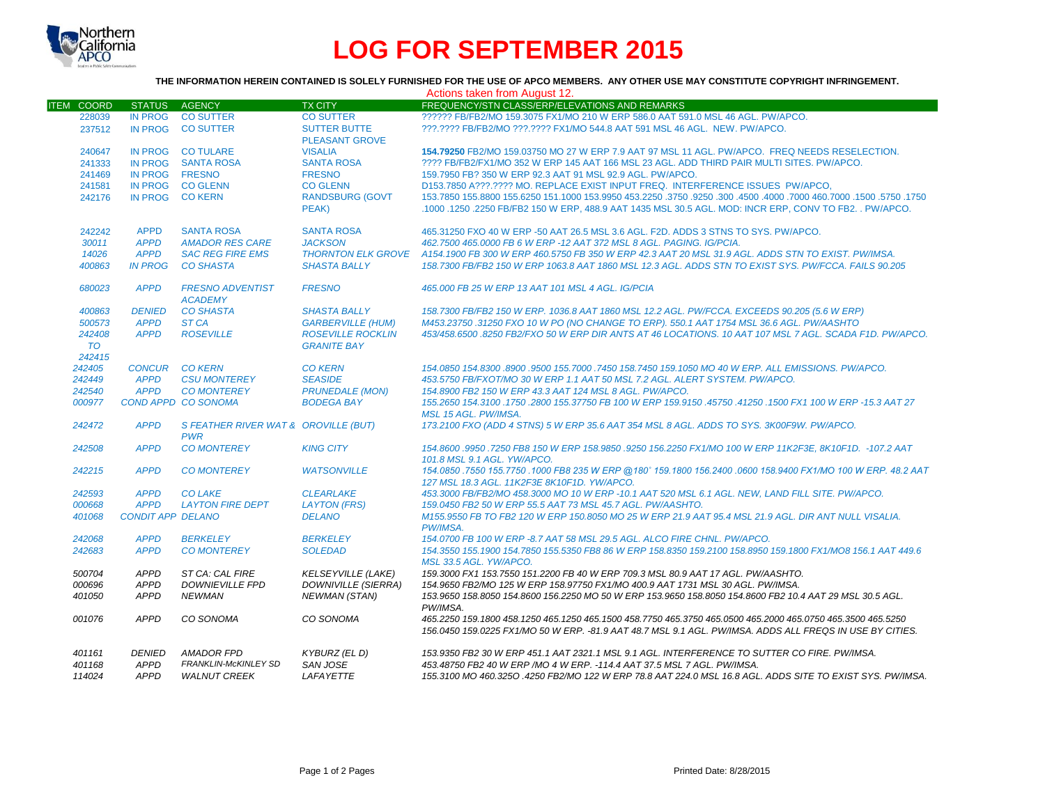# LOG FOR SEPTEMBER 2015

**THE INFORMATION HEREIN CONTAINED IS SOLELY FURNISHED FOR THE USE OF APCO MEMBERS. ANY OTHER USE MAY CONSTITUTE COPYRIGHT INFRINGEMENT.**

Actions taken from August 12.

| ITEM | COORD | STATUS | AGENCY | TX CITY | FREQUENCY/STN CLASS/ERP/ELEVATIONS AND REMARKS |
|---|---|---|---|---|---|
| | 228039 | IN PROG | CO SUTTER | CO SUTTER | ?????? FB/FB2/MO 159.3075 FX1/MO 210 W ERP 586.0 AAT 591.0 MSL 46 AGL. PW/APCO. |
| | 237512 | IN PROG | CO SUTTER | SUTTER BUTTE PLEASANT GROVE | ???.???? FB/FB2/MO ???.???? FX1/MO 544.8 AAT 591 MSL 46 AGL. NEW. PW/APCO. |
| | 240647 | IN PROG | CO TULARE | VISALIA | **154.79250** FB2/MO 159.03750 MO 27 W ERP 7.9 AAT 97 MSL 11 AGL. PW/APCO. FREQ NEEDS RESELECTION. |
| | 241333 | IN PROG | SANTA ROSA | SANTA ROSA | ???? FB/FB2/FX1/MO 352 W ERP 145 AAT 166 MSL 23 AGL. ADD THIRD PAIR MULTI SITES. PW/APCO. |
| | 241469 | IN PROG | FRESNO | FRESNO | 159.7950 FB? 350 W ERP 92.3 AAT 91 MSL 92.9 AGL. PW/APCO. |
| | 241581 | IN PROG | CO GLENN | CO GLENN | D153.7850 A???.???? MO. REPLACE EXIST INPUT FREQ. INTERFERENCE ISSUES PW/APCO, |
| | 242176 | IN PROG | CO KERN | RANDSBURG (GOVT PEAK) | 153.7850 155.8800 155.6250 151.1000 153.9950 453.2250 .3750 .9250 .300 .4500 .4000 .7000 460.7000 .1500 .5750 .1750 .1000 .1250 .2250 FB/FB2 150 W ERP, 488.9 AAT 1435 MSL 30.5 AGL. MOD: INCR ERP, CONV TO FB2. . PW/APCO. |
| | 242242 | APPD | SANTA ROSA | SANTA ROSA | 465.31250 FXO 40 W ERP -50 AAT 26.5 MSL 3.6 AGL. F2D. ADDS 3 STNS TO SYS. PW/APCO. |
| | *30011* | *APPD* | *AMADOR RES CARE* | *JACKSON* | *462.7500 465.0000 FB 6 W ERP -12 AAT 372 MSL 8 AGL. PAGING. IG/PCIA.* |
| | *14026* | *APPD* | *SAC REG FIRE EMS* | *THORNTON ELK GROVE* | *A154.1900 FB 300 W ERP 460.5750 FB 350 W ERP 42.3 AAT 20 MSL 31.9 AGL. ADDS STN TO EXIST. PW/IMSA.* |
| | *400863* | *IN PROG* | *CO SHASTA* | *SHASTA BALLY* | *158.7300 FB/FB2 150 W ERP 1063.8 AAT 1860 MSL 12.3 AGL. ADDS STN TO EXIST SYS. PW/FCCA. FAILS 90.205* |
| | *680023* | *APPD* | *FRESNO ADVENTIST ACADEMY* | *FRESNO* | *465.000 FB 25 W ERP 13 AAT 101 MSL 4 AGL. IG/PCIA* |
| | *400863* | *DENIED* | *CO SHASTA* | *SHASTA BALLY* | *158.7300 FB/FB2 150 W ERP. 1036.8 AAT 1860 MSL 12.2 AGL. PW/FCCA. EXCEEDS 90.205 (5.6 W ERP)* |
| | *500573* | *APPD* | *ST CA* | *GARBERVILLE (HUM)* | *M453.23750 .31250 FXO 10 W PO (NO CHANGE TO ERP). 550.1 AAT 1754 MSL 36.6 AGL. PW/AASHTO* |
| | *242408 TO 242415* | *APPD* | *ROSEVILLE* | *ROSEVILLE ROCKLIN GRANITE BAY* | *453/458.6500 .8250 FB2/FXO 50 W ERP DIR ANTS AT 46 LOCATIONS. 10 AAT 107 MSL 7 AGL. SCADA F1D. PW/APCO.* |
| | *242405* | *CONCUR* | *CO KERN* | *CO KERN* | *154.0850 154.8300 .8900 .9500 155.7000 .7450 158.7450 159.1050 MO 40 W ERP. ALL EMISSIONS. PW/APCO.* |
| | *242449* | *APPD* | *CSU MONTEREY* | *SEASIDE* | *453.5750 FB/FXOT/MO 30 W ERP 1.1 AAT 50 MSL 7.2 AGL. ALERT SYSTEM. PW/APCO.* |
| | *242540* | *APPD* | *CO MONTEREY* | *PRUNEDALE (MON)* | *154.8900 FB2 150 W ERP 43.3 AAT 124 MSL 8 AGL. PW/APCO.* |
| | *000977* | *COND APPD* | *CO SONOMA* | *BODEGA BAY* | *155.2650 154.3100 .1750 .2800 155.37750 FB 100 W ERP 159.9150 .45750 .41250 .1500 FX1 100 W ERP -15.3 AAT 27 MSL 15 AGL. PW/IMSA.* |
| | *242472* | *APPD* | *S FEATHER RIVER WAT & PWR* | *OROVILLE (BUT)* | *173.2100 FXO (ADD 4 STNS) 5 W ERP 35.6 AAT 354 MSL 8 AGL. ADDS TO SYS. 3K00F9W. PW/APCO.* |
| | *242508* | *APPD* | *CO MONTEREY* | *KING CITY* | *154.8600 .9950 .7250 FB8 150 W ERP 158.9850 .9250 156.2250 FX1/MO 100 W ERP 11K2F3E, 8K10F1D. -107.2 AAT 101.8 MSL 9.1 AGL. YW/APCO.* |
| | *242215* | *APPD* | *CO MONTEREY* | *WATSONVILLE* | *154.0850 .7550 155.7750 .1000 FB8 235 W ERP @180˚ 159.1800 156.2400 .0600 158.9400 FX1/MO 100 W ERP. 48.2 AAT 127 MSL 18.3 AGL. 11K2F3E 8K10F1D. YW/APCO.* |
| | *242593* | *APPD* | *CO LAKE* | *CLEARLAKE* | *453.3000 FB/FB2/MO 458.3000 MO 10 W ERP -10.1 AAT 520 MSL 6.1 AGL. NEW, LAND FILL SITE. PW/APCO.* |
| | *000668* | *APPD* | *LAYTON FIRE DEPT* | *LAYTON (FRS)* | *159.0450 FB2 50 W ERP 55.5 AAT 73 MSL 45.7 AGL. PW/AASHTO.* |
| | *401068* | *CONDIT APP* | *DELANO* | *DELANO* | *M155.9550 FB TO FB2 120 W ERP 150.8050 MO 25 W ERP 21.9 AAT 95.4 MSL 21.9 AGL. DIR ANT NULL VISALIA. PW/IMSA.* |
| | *242068* | *APPD* | *BERKELEY* | *BERKELEY* | *154.0700 FB 100 W ERP -8.7 AAT 58 MSL 29.5 AGL. ALCO FIRE CHNL. PW/APCO.* |
| | *242683* | *APPD* | *CO MONTEREY* | *SOLEDAD* | *154.3550 155.1900 154.7850 155.5350 FB8 86 W ERP 158.8350 159.2100 158.8950 159.1800 FX1/MO8 156.1 AAT 449.6 MSL 33.5 AGL. YW/APCO.* |
| | *500704* | *APPD* | *ST CA: CAL FIRE* | *KELSEYVILLE (LAKE)* | *159.3000 FX1 153.7550 151.2200 FB 40 W ERP 709.3 MSL 80.9 AAT 17 AGL. PW/AASHTO.* |
| | *000696* | *APPD* | *DOWNIEVILLE FPD* | *DOWNIVILLE (SIERRA)* | *154.9650 FB2/MO 125 W ERP 158.97750 FX1/MO 400.9 AAT 1731 MSL 30 AGL. PW/IMSA.* |
| | *401050* | *APPD* | *NEWMAN* | *NEWMAN (STAN)* | *153.9650 158.8050 154.8600 156.2250 MO 50 W ERP 153.9650 158.8050 154.8600 FB2 10.4 AAT 29 MSL 30.5 AGL. PW/IMSA.* |
| | *001076* | *APPD* | *CO SONOMA* | *CO SONOMA* | *465.2250 159.1800 458.1250 465.1250 465.1500 458.7750 465.3750 465.0500 465.2000 465.0750 465.3500 465.5250 156.0450 159.0225 FX1/MO 50 W ERP. -81.9 AAT 48.7 MSL 9.1 AGL. PW/IMSA. ADDS ALL FREQS IN USE BY CITIES.* |
| | *401161* | *DENIED* | *AMADOR FPD* | *KYBURZ (EL D)* | *153.9350 FB2 30 W ERP 451.1 AAT 2321.1 MSL 9.1 AGL. INTERFERENCE TO SUTTER CO FIRE. PW/IMSA.* |
| | *401168* | *APPD* | *FRANKLIN-McKINLEY SD* | *SAN JOSE* | *453.48750 FB2 40 W ERP /MO 4 W ERP. -114.4 AAT 37.5 MSL 7 AGL. PW/IMSA.* |
| | *114024* | *APPD* | *WALNUT CREEK* | *LAFAYETTE* | *155.3100 MO 460.325O .4250 FB2/MO 122 W ERP 78.8 AAT 224.0 MSL 16.8 AGL. ADDS SITE TO EXIST SYS. PW/IMSA.* |

Printed Date: 8/28/2015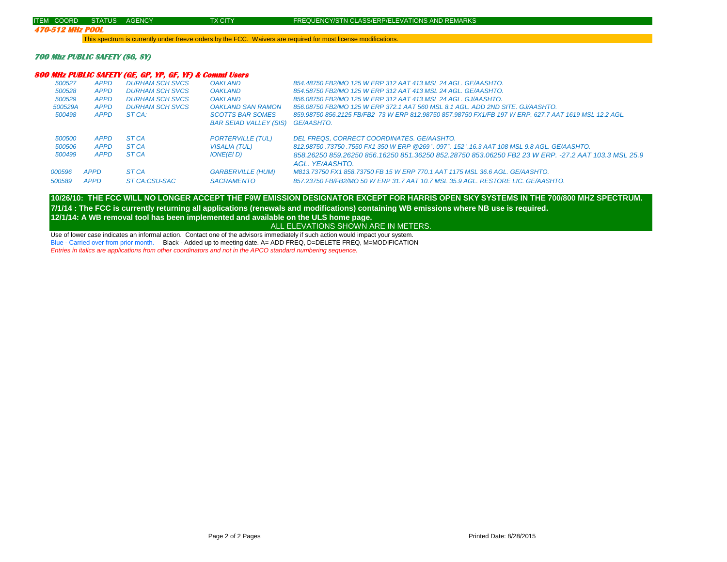| ITEM | COORD | STATUS | AGENCY | TX CITY | FREQUENCY/STN CLASS/ERP/ELEVATIONS AND REMARKS |
|---|---|---|---|---|---|

***470-512 MHz POOL***

This spectrum is currently under freeze orders by the FCC. Waivers are required for most license modifications.

***700 Mhz PUBLIC SAFETY (SG, SY)***

***800 MHz PUBLIC SAFETY (GE, GP, YP, GF, YF) & Comml Users***

| ITEM | STATUS | AGENCY | TX CITY | FREQUENCY/STN CLASS/ERP/ELEVATIONS AND REMARKS |
|---|---|---|---|---|
| *500527* | *APPD* | *DURHAM SCH SVCS* | *OAKLAND* | *854.48750 FB2/MO 125 W ERP 312 AAT 413 MSL 24 AGL. GE/AASHTO.* |
| *500528* | *APPD* | *DURHAM SCH SVCS* | *OAKLAND* | *854.58750 FB2/MO 125 W ERP 312 AAT 413 MSL 24 AGL. GE/AASHTO.* |
| *500529* | *APPD* | *DURHAM SCH SVCS* | *OAKLAND* | *856.08750 FB2/MO 125 W ERP 312 AAT 413 MSL 24 AGL. GJ/AASHTO.* |
| *500529A* | *APPD* | *DURHAM SCH SVCS* | *OAKLAND SAN RAMON* | *856.08750 FB2/MO 125 W ERP 372.1 AAT 560 MSL 8.1 AGL. ADD 2ND SITE. GJ/AASHTO.* |
| *500498* | *APPD* | *ST CA:* | *SCOTTS BAR SOMES BAR SEIAD VALLEY (SIS)* | *859.98750 856.2125 FB/FB2 73 W ERP 812.98750 857.98750 FX1/FB 197 W ERP. 627.7 AAT 1619 MSL 12.2 AGL. GE/AASHTO.* |
| *500500* | *APPD* | *ST CA* | *PORTERVILLE (TUL)* | *DEL FREQS, CORRECT COORDINATES. GE/AASHTO.* |
| *500506* | *APPD* | *ST CA* | *VISALIA (TUL)* | *812.98750 .73750 .7550 FX1 350 W ERP @269˚. 097˚. 152˚.16.3 AAT 108 MSL 9.8 AGL. GE/AASHTO.* |
| *500499* | *APPD* | *ST CA* | *IONE(El D)* | *858.26250 859.26250 856.16250 851.36250 852.28750 853.06250 FB2 23 W ERP. -27.2 AAT 103.3 MSL 25.9 AGL. YE/AASHTO.* |
| *000596* | *APPD* | *ST CA* | *GARBERVILLE (HUM)* | *M813.73750 FX1 858.73750 FB 15 W ERP 770.1 AAT 1175 MSL 36.6 AGL. GE/AASHTO.* |
| *500589* | *APPD* | *ST CA:CSU-SAC* | *SACRAMENTO* | *857.23750 FB/FB2/MO 50 W ERP 31.7 AAT 10.7 MSL 35.9 AGL. RESTORE LIC. GE/AASHTO.* |

**10/26/10: THE FCC WILL NO LONGER ACCEPT THE F9W EMISSION DESIGNATOR EXCEPT FOR HARRIS OPEN SKY SYSTEMS IN THE 700/800 MHZ SPECTRUM.**
**7/1/14 : The FCC is currently returning all applications (renewals and modifications) containing WB emissions where NB use is required.**
**12/1/14: A WB removal tool has been implemented and available on the ULS home page.**
ALL ELEVATIONS SHOWN ARE IN METERS.

Use of lower case indicates an informal action. Contact one of the advisors immediately if such action would impact your system.
Blue - Carried over from prior month. Black - Added up to meeting date. A= ADD FREQ, D=DELETE FREQ, M=MODIFICATION
*Entries in italics are applications from other coordinators and not in the APCO standard numbering sequence.*

Printed Date: 8/28/2015